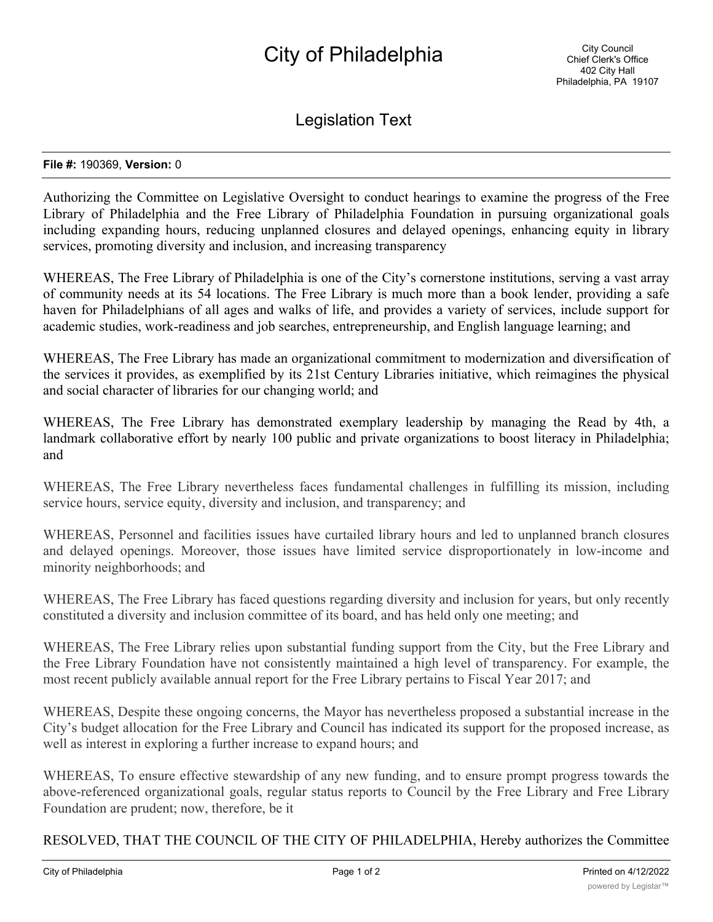# City of Philadelphia

City Council
Chief Clerk's Office
402 City Hall
Philadelphia, PA 19107

## Legislation Text

**File #:** 190369, **Version:** 0

Authorizing the Committee on Legislative Oversight to conduct hearings to examine the progress of the Free Library of Philadelphia and the Free Library of Philadelphia Foundation in pursuing organizational goals including expanding hours, reducing unplanned closures and delayed openings, enhancing equity in library services, promoting diversity and inclusion, and increasing transparency

WHEREAS, The Free Library of Philadelphia is one of the City's cornerstone institutions, serving a vast array of community needs at its 54 locations. The Free Library is much more than a book lender, providing a safe haven for Philadelphians of all ages and walks of life, and provides a variety of services, include support for academic studies, work-readiness and job searches, entrepreneurship, and English language learning; and

WHEREAS, The Free Library has made an organizational commitment to modernization and diversification of the services it provides, as exemplified by its 21st Century Libraries initiative, which reimagines the physical and social character of libraries for our changing world; and

WHEREAS, The Free Library has demonstrated exemplary leadership by managing the Read by 4th, a landmark collaborative effort by nearly 100 public and private organizations to boost literacy in Philadelphia; and

WHEREAS, The Free Library nevertheless faces fundamental challenges in fulfilling its mission, including service hours, service equity, diversity and inclusion, and transparency; and

WHEREAS, Personnel and facilities issues have curtailed library hours and led to unplanned branch closures and delayed openings. Moreover, those issues have limited service disproportionately in low-income and minority neighborhoods; and

WHEREAS, The Free Library has faced questions regarding diversity and inclusion for years, but only recently constituted a diversity and inclusion committee of its board, and has held only one meeting; and

WHEREAS, The Free Library relies upon substantial funding support from the City, but the Free Library and the Free Library Foundation have not consistently maintained a high level of transparency. For example, the most recent publicly available annual report for the Free Library pertains to Fiscal Year 2017; and

WHEREAS, Despite these ongoing concerns, the Mayor has nevertheless proposed a substantial increase in the City's budget allocation for the Free Library and Council has indicated its support for the proposed increase, as well as interest in exploring a further increase to expand hours; and

WHEREAS, To ensure effective stewardship of any new funding, and to ensure prompt progress towards the above-referenced organizational goals, regular status reports to Council by the Free Library and Free Library Foundation are prudent; now, therefore, be it

RESOLVED, THAT THE COUNCIL OF THE CITY OF PHILADELPHIA, Hereby authorizes the Committee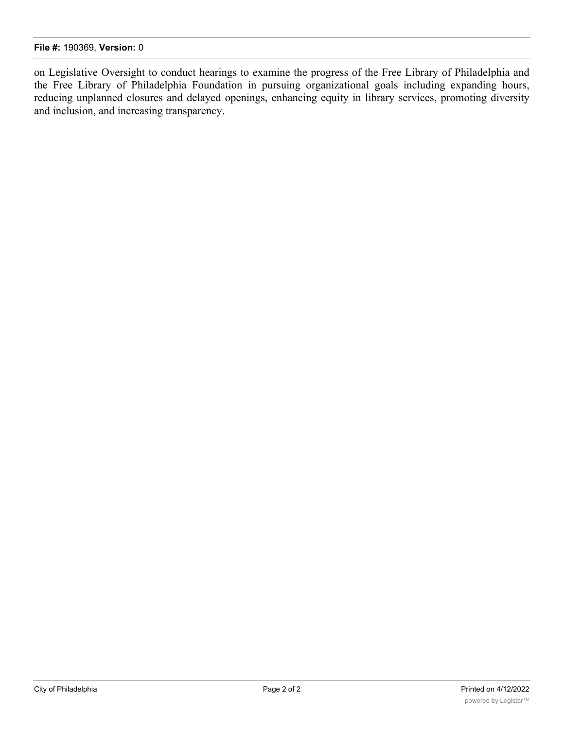on Legislative Oversight to conduct hearings to examine the progress of the Free Library of Philadelphia and the Free Library of Philadelphia Foundation in pursuing organizational goals including expanding hours, reducing unplanned closures and delayed openings, enhancing equity in library services, promoting diversity and inclusion, and increasing transparency.